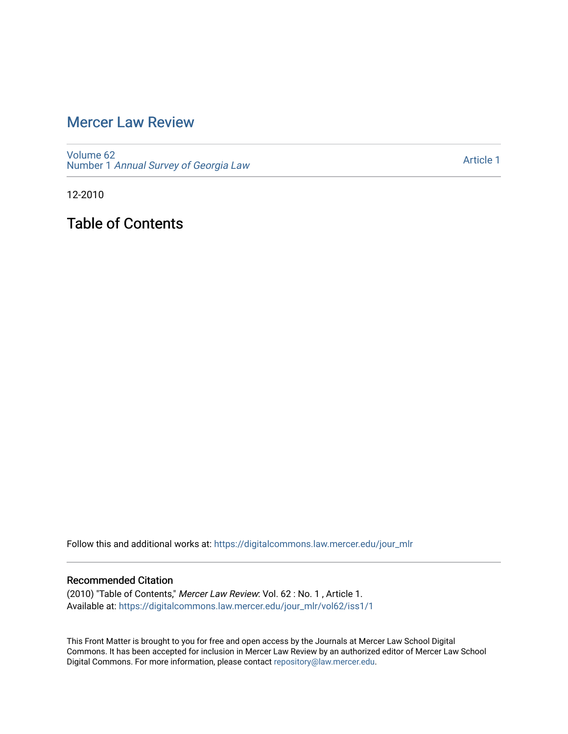# Mercer Law Review

Volume 62
Number 1 *Annual Survey of Georgia Law*

Article 1

12-2010

## Table of Contents

Follow this and additional works at: https://digitalcommons.law.mercer.edu/jour_mlr

### Recommended Citation

(2010) "Table of Contents," *Mercer Law Review*: Vol. 62 : No. 1 , Article 1.
Available at: https://digitalcommons.law.mercer.edu/jour_mlr/vol62/iss1/1

This Front Matter is brought to you for free and open access by the Journals at Mercer Law School Digital Commons. It has been accepted for inclusion in Mercer Law Review by an authorized editor of Mercer Law School Digital Commons. For more information, please contact repository@law.mercer.edu.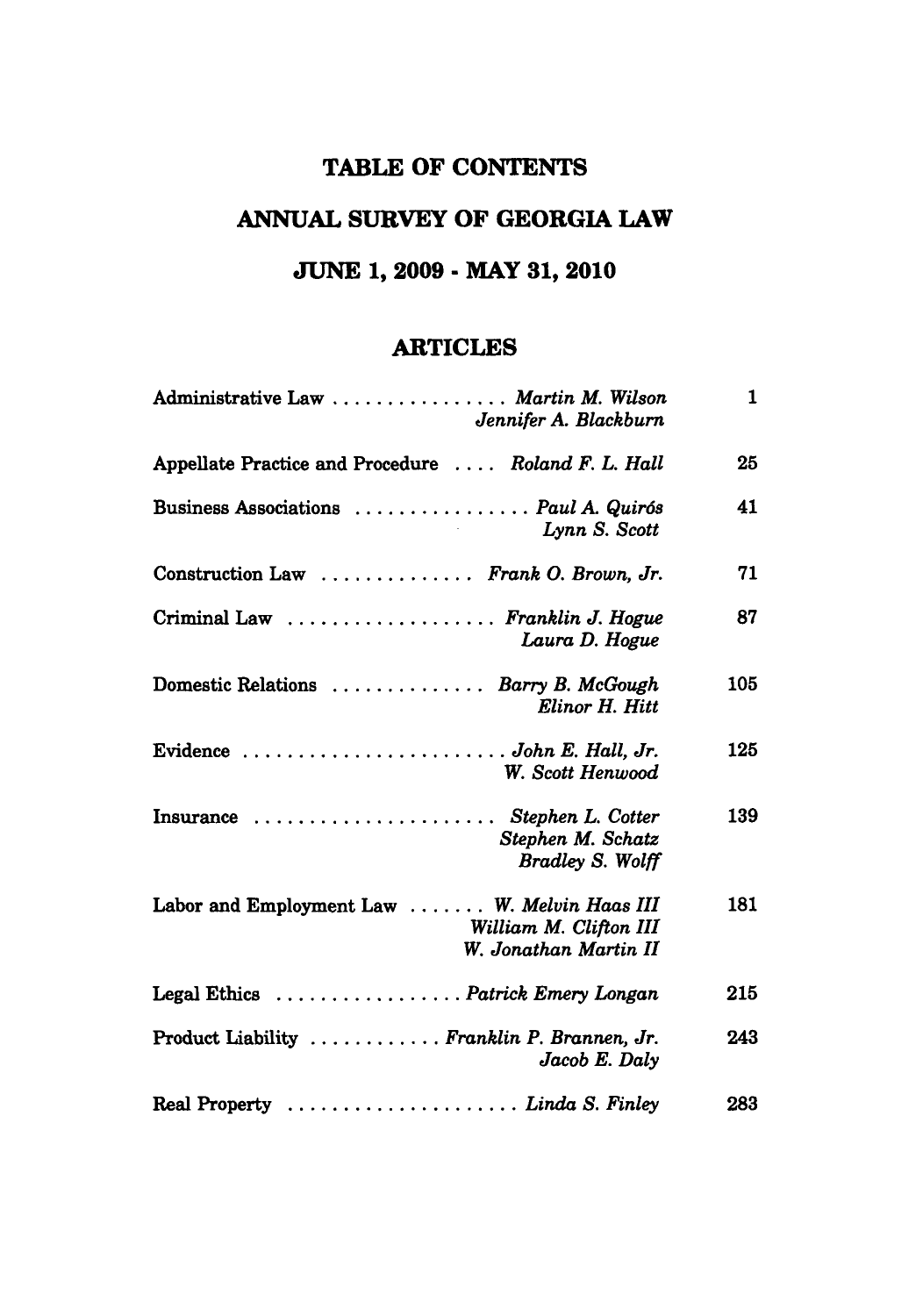# TABLE OF CONTENTS

## ANNUAL SURVEY OF GEORGIA LAW

## JUNE 1, 2009 - MAY 31, 2010

### ARTICLES

| Article | Authors | Page |
|---|---|---|
| Administrative Law | *Martin M. Wilson*<br>*Jennifer A. Blackburn* | 1 |
| Appellate Practice and Procedure | *Roland F. L. Hall* | 25 |
| Business Associations | *Paul A. Quirós*<br>*Lynn S. Scott* | 41 |
| Construction Law | *Frank O. Brown, Jr.* | 71 |
| Criminal Law | *Franklin J. Hogue*<br>*Laura D. Hogue* | 87 |
| Domestic Relations | *Barry B. McGough*<br>*Elinor H. Hitt* | 105 |
| Evidence | *John E. Hall, Jr.*<br>*W. Scott Henwood* | 125 |
| Insurance | *Stephen L. Cotter*<br>*Stephen M. Schatz*<br>*Bradley S. Wolff* | 139 |
| Labor and Employment Law | *W. Melvin Haas III*<br>*William M. Clifton III*<br>*W. Jonathan Martin II* | 181 |
| Legal Ethics | *Patrick Emery Longan* | 215 |
| Product Liability | *Franklin P. Brannen, Jr.*<br>*Jacob E. Daly* | 243 |
| Real Property | *Linda S. Finley* | 283 |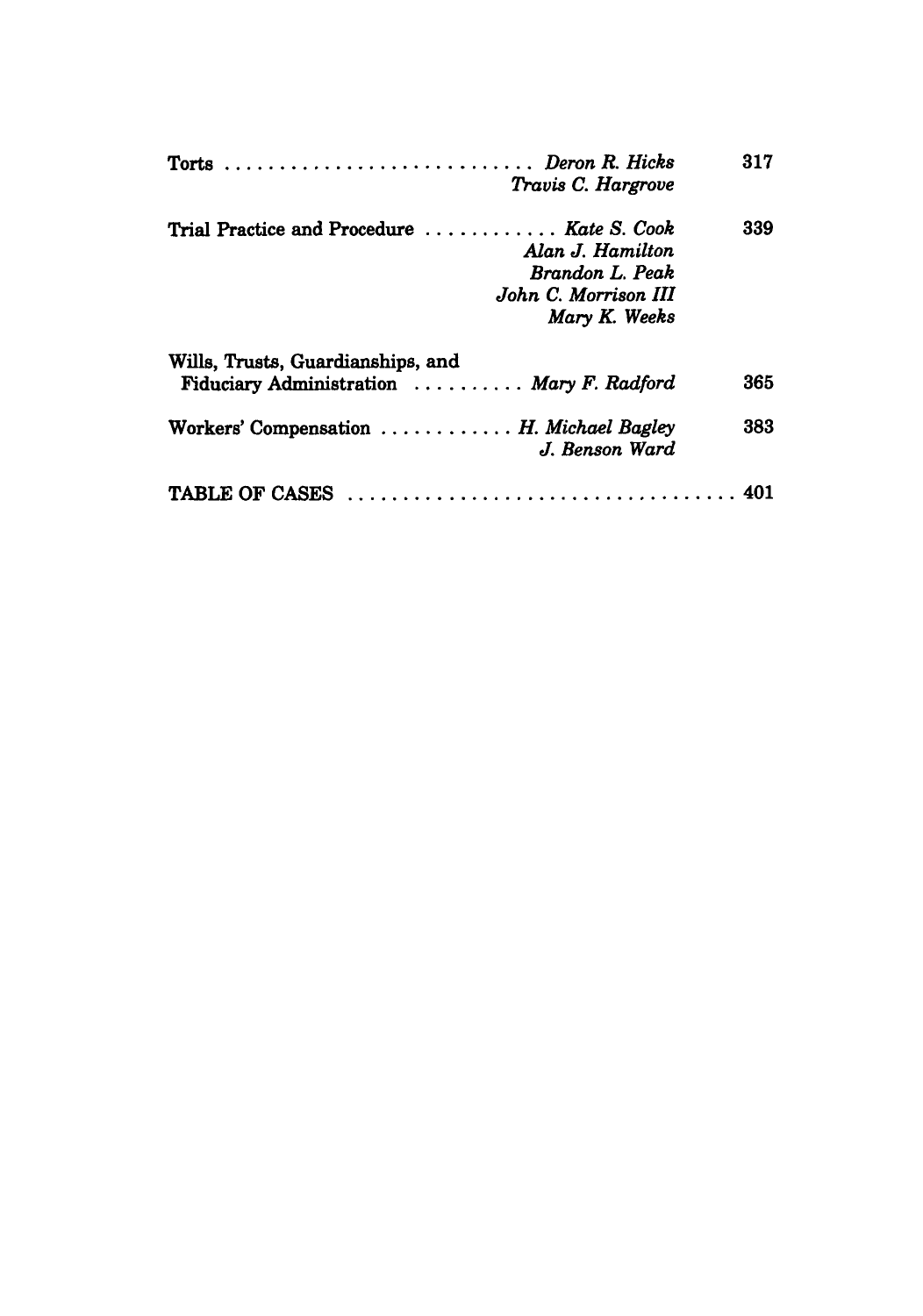Torts . . . . . . . . . . . . . . . . . . . . . . . . . . . . *Deron R. Hicks* 317
*Travis C. Hargrove*

Trial Practice and Procedure . . . . . . . . . . . . *Kate S. Cook* 339
*Alan J. Hamilton*
*Brandon L. Peak*
*John C. Morrison III*
*Mary K. Weeks*

Wills, Trusts, Guardianships, and
Fiduciary Administration . . . . . . . . . . *Mary F. Radford* 365

Workers' Compensation . . . . . . . . . . . . *H. Michael Bagley* 383
*J. Benson Ward*

TABLE OF CASES . . . . . . . . . . . . . . . . . . . . . . . . . . . . . . . . . . . 401